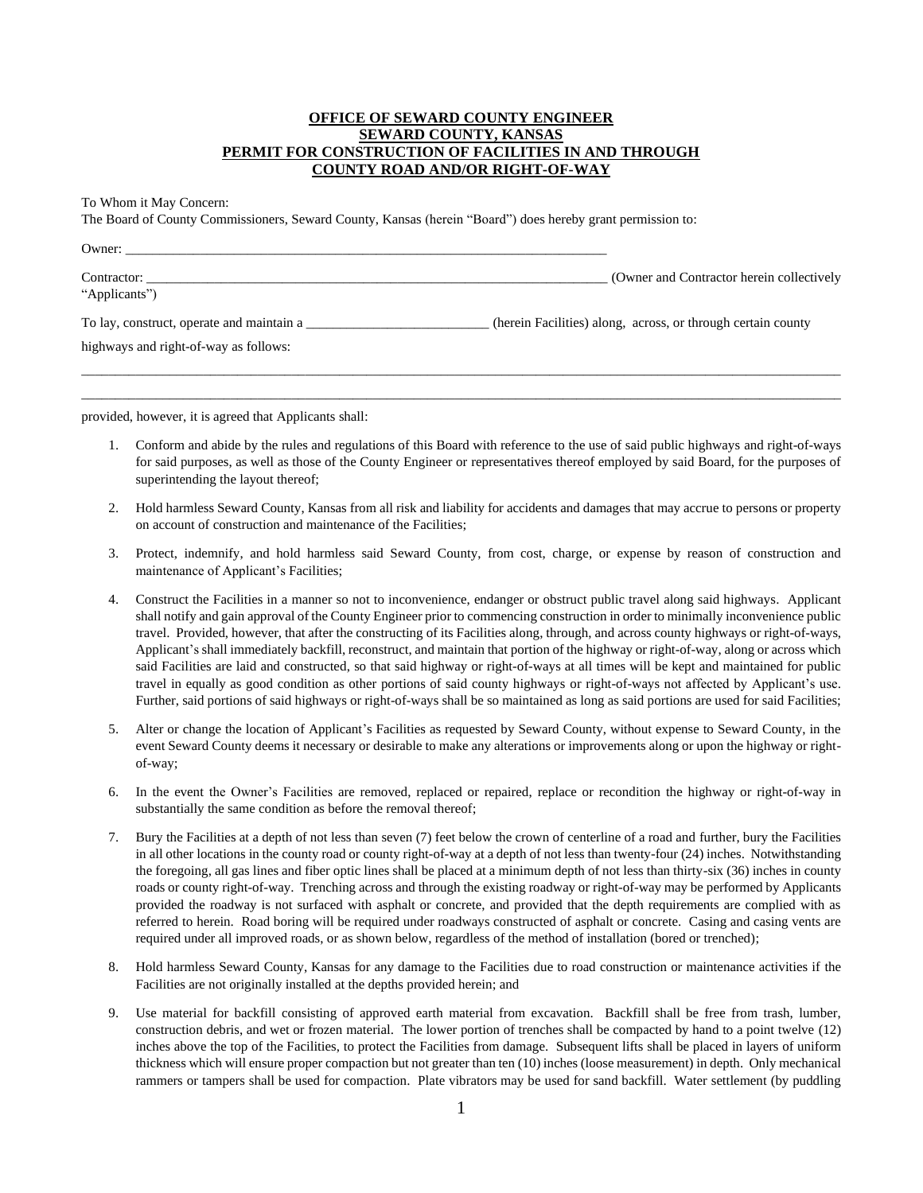**OFFICE OF SEWARD COUNTY ENGINEER**
**SEWARD COUNTY, KANSAS**
**PERMIT FOR CONSTRUCTION OF FACILITIES IN AND THROUGH**
**COUNTY ROAD AND/OR RIGHT-OF-WAY**

To Whom it May Concern:
The Board of County Commissioners, Seward County, Kansas (herein "Board") does hereby grant permission to:

Owner: ___________________________________________________________________________

Contractor: _________________________________________________________________________ (Owner and Contractor herein collectively "Applicants")

To lay, construct, operate and maintain a ___________________________ (herein Facilities) along, across, or through certain county highways and right-of-way as follows:

_____________________________________________________________________________________________________________

_____________________________________________________________________________________________________________

provided, however, it is agreed that Applicants shall:

1. Conform and abide by the rules and regulations of this Board with reference to the use of said public highways and right-of-ways for said purposes, as well as those of the County Engineer or representatives thereof employed by said Board, for the purposes of superintending the layout thereof;

2. Hold harmless Seward County, Kansas from all risk and liability for accidents and damages that may accrue to persons or property on account of construction and maintenance of the Facilities;

3. Protect, indemnify, and hold harmless said Seward County, from cost, charge, or expense by reason of construction and maintenance of Applicant's Facilities;

4. Construct the Facilities in a manner so not to inconvenience, endanger or obstruct public travel along said highways. Applicant shall notify and gain approval of the County Engineer prior to commencing construction in order to minimally inconvenience public travel. Provided, however, that after the constructing of its Facilities along, through, and across county highways or right-of-ways, Applicant's shall immediately backfill, reconstruct, and maintain that portion of the highway or right-of-way, along or across which said Facilities are laid and constructed, so that said highway or right-of-ways at all times will be kept and maintained for public travel in equally as good condition as other portions of said county highways or right-of-ways not affected by Applicant's use. Further, said portions of said highways or right-of-ways shall be so maintained as long as said portions are used for said Facilities;

5. Alter or change the location of Applicant's Facilities as requested by Seward County, without expense to Seward County, in the event Seward County deems it necessary or desirable to make any alterations or improvements along or upon the highway or right-of-way;

6. In the event the Owner's Facilities are removed, replaced or repaired, replace or recondition the highway or right-of-way in substantially the same condition as before the removal thereof;

7. Bury the Facilities at a depth of not less than seven (7) feet below the crown of centerline of a road and further, bury the Facilities in all other locations in the county road or county right-of-way at a depth of not less than twenty-four (24) inches. Notwithstanding the foregoing, all gas lines and fiber optic lines shall be placed at a minimum depth of not less than thirty-six (36) inches in county roads or county right-of-way. Trenching across and through the existing roadway or right-of-way may be performed by Applicants provided the roadway is not surfaced with asphalt or concrete, and provided that the depth requirements are complied with as referred to herein. Road boring will be required under roadways constructed of asphalt or concrete. Casing and casing vents are required under all improved roads, or as shown below, regardless of the method of installation (bored or trenched);

8. Hold harmless Seward County, Kansas for any damage to the Facilities due to road construction or maintenance activities if the Facilities are not originally installed at the depths provided herein; and

9. Use material for backfill consisting of approved earth material from excavation. Backfill shall be free from trash, lumber, construction debris, and wet or frozen material. The lower portion of trenches shall be compacted by hand to a point twelve (12) inches above the top of the Facilities, to protect the Facilities from damage. Subsequent lifts shall be placed in layers of uniform thickness which will ensure proper compaction but not greater than ten (10) inches (loose measurement) in depth. Only mechanical rammers or tampers shall be used for compaction. Plate vibrators may be used for sand backfill. Water settlement (by puddling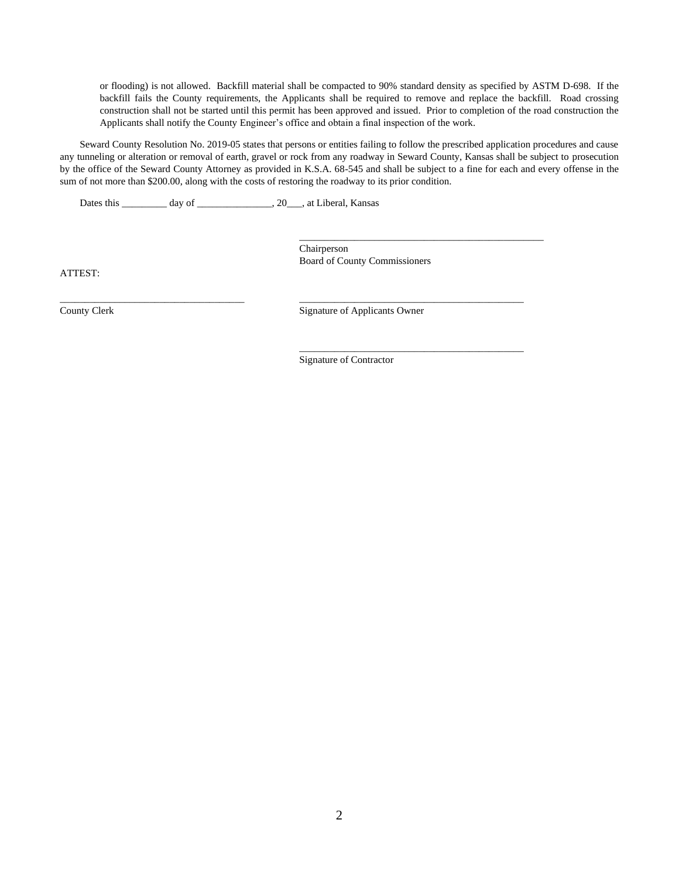or flooding) is not allowed. Backfill material shall be compacted to 90% standard density as specified by ASTM D-698. If the backfill fails the County requirements, the Applicants shall be required to remove and replace the backfill. Road crossing construction shall not be started until this permit has been approved and issued. Prior to completion of the road construction the Applicants shall notify the County Engineer's office and obtain a final inspection of the work.

Seward County Resolution No. 2019-05 states that persons or entities failing to follow the prescribed application procedures and cause any tunneling or alteration or removal of earth, gravel or rock from any roadway in Seward County, Kansas shall be subject to prosecution by the office of the Seward County Attorney as provided in K.S.A. 68-545 and shall be subject to a fine for each and every offense in the sum of not more than $200.00, along with the costs of restoring the roadway to its prior condition.

Dates this _________ day of _______________, 20___, at Liberal, Kansas

\_\_\_\_\_\_\_\_\_\_\_\_\_\_\_\_\_\_\_\_\_\_\_\_\_\_\_\_\_\_\_\_\_\_\_\_\_\_\_\_\_\_\_\_\_\_\_\_\_\_\_
Chairperson
Board of County Commissioners

ATTEST:

\_\_\_\_\_\_\_\_\_\_\_\_\_\_\_\_\_\_\_\_\_\_\_\_\_\_\_\_\_\_\_\_\_\_\_\_\_\_
County Clerk

\_\_\_\_\_\_\_\_\_\_\_\_\_\_\_\_\_\_\_\_\_\_\_\_\_\_\_\_\_\_\_\_\_\_\_\_\_\_\_\_\_\_\_\_\_\_
Signature of Applicants Owner

\_\_\_\_\_\_\_\_\_\_\_\_\_\_\_\_\_\_\_\_\_\_\_\_\_\_\_\_\_\_\_\_\_\_\_\_\_\_\_\_\_\_\_\_\_\_
Signature of Contractor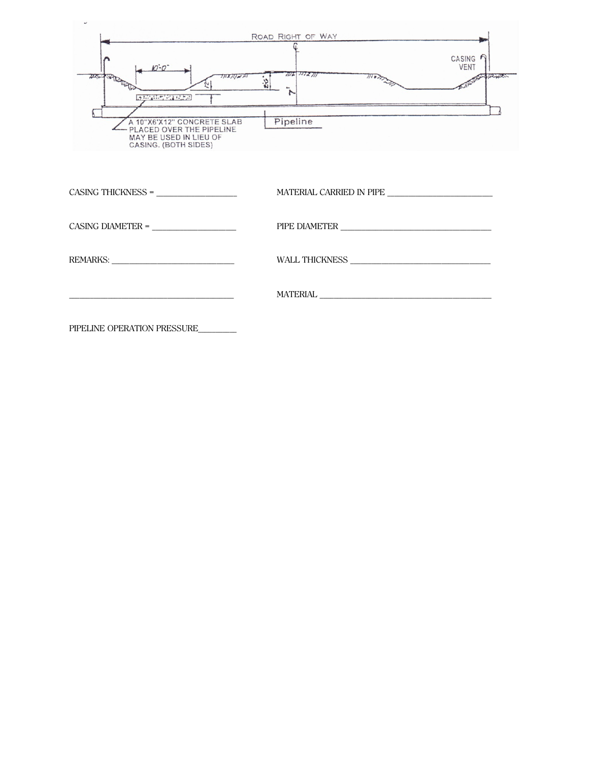ROAD RIGHT OF WAY

CASING VENT

10'-0"

A 10"X6'X12" CONCRETE SLAB PLACED OVER THE PIPELINE MAY BE USED IN LIEU OF CASING. (BOTH SIDES)

Pipeline

CASING THICKNESS = ___________________

MATERIAL CARRIED IN PIPE ________________________

CASING DIAMETER = ___________________

PIPE DIAMETER ___________________________________

REMARKS: _____________________________

WALL THICKNESS _________________________________

_______________________________________

MATERIAL _________________________________________

PIPELINE OPERATION PRESSURE_________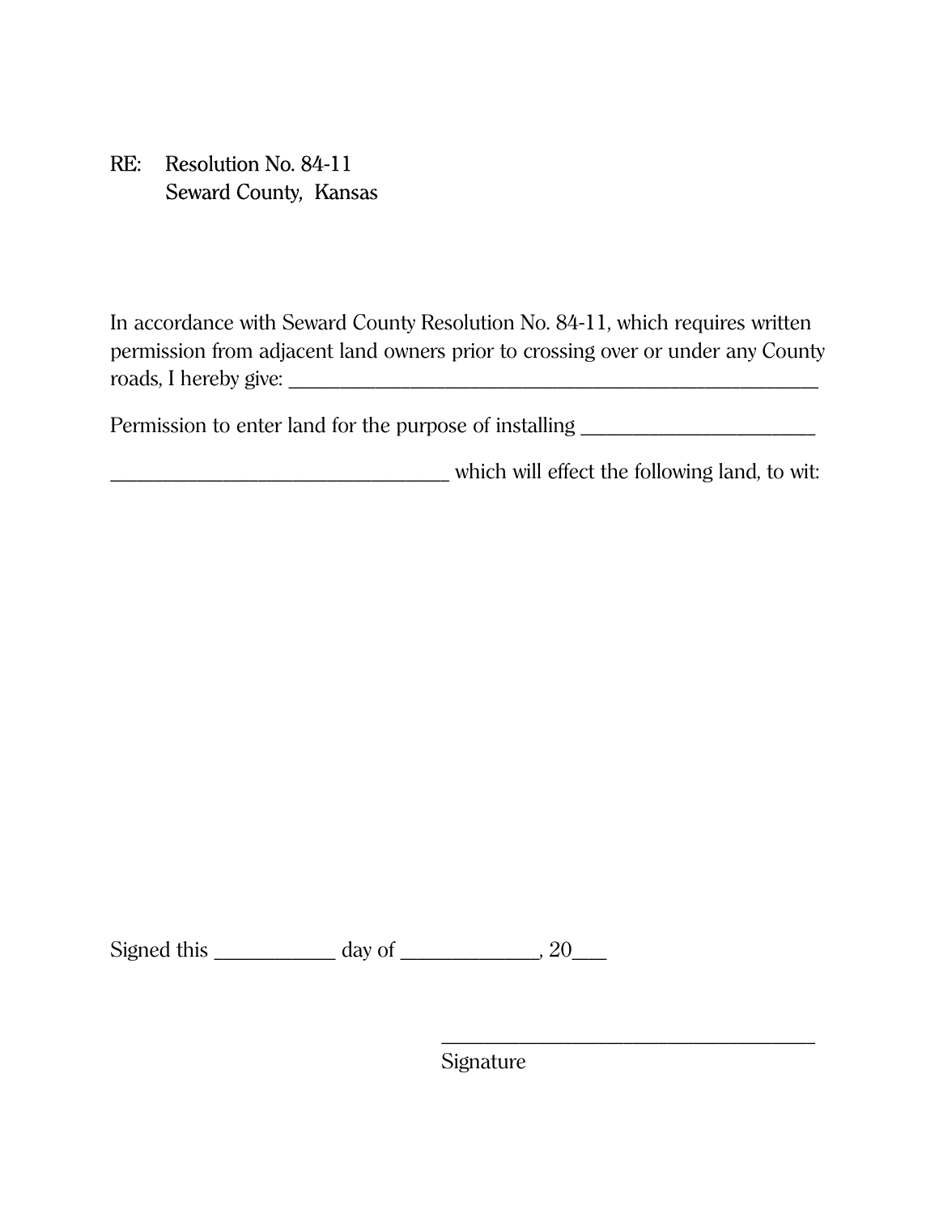RE: Resolution No. 84-11  
Seward County, Kansas

In accordance with Seward County Resolution No. 84-11, which requires written permission from adjacent land owners prior to crossing over or under any County roads, I hereby give: ______________________________________________________

Permission to enter land for the purpose of installing ______________________

________________________________ which will effect the following land, to wit:

Signed this ___________ day of _____________, 20___

_____________________________________  
Signature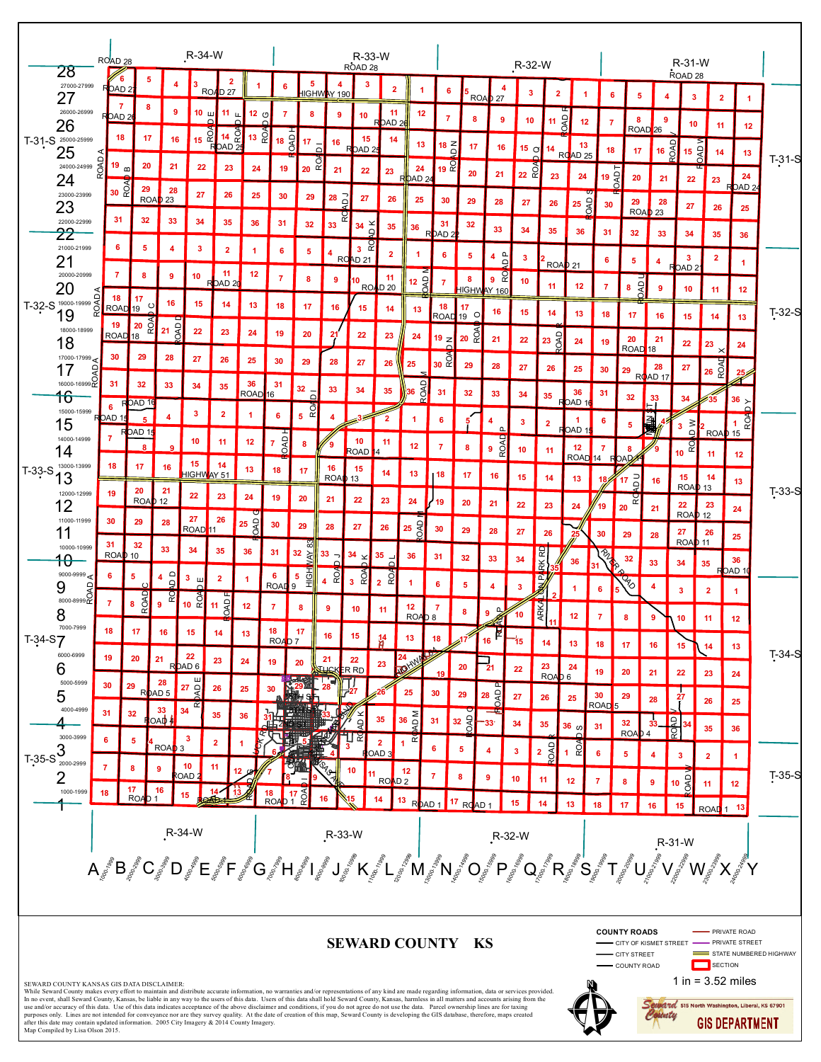# SEWARD COUNTY KS

**COUNTY ROADS**

- CITY OF KISMET STREET
- CITY STREET
- COUNTY ROAD
- PRIVATE ROAD
- PRIVATE STREET
- STATE NUMBERED HIGHWAY
- SECTION

1 in = 3.52 miles

SEWARD COUNTY KANSAS GIS DATA DISCLAIMER:
While Seward County makes every effort to maintain and distribute accurate information, no warranties and/or representations of any kind are made regarding information, data or services provided. In no event, shall Seward County, Kansas, be liable in any way to the users of this data. Users of this data shall hold Seward County, Kansas, harmless in all matters and accounts arising from the use and/or accuracy of this data. Use of this data indicates acceptance of the above disclaimer and conditions, if you do not agree do not use the data. Parcel ownership lines are for taxing purposes only. Lines are not intended for conveyance nor are they survey quality. At the date of creation of this map, Seward County is developing the GIS database, therefore, maps created after this date may contain updated information. 2005 City Imagery & 2014 County Imagery.
Map Compiled by Lisa Olson 2015.

Seward County
515 North Washington, Liberal, KS 67901
GIS DEPARTMENT